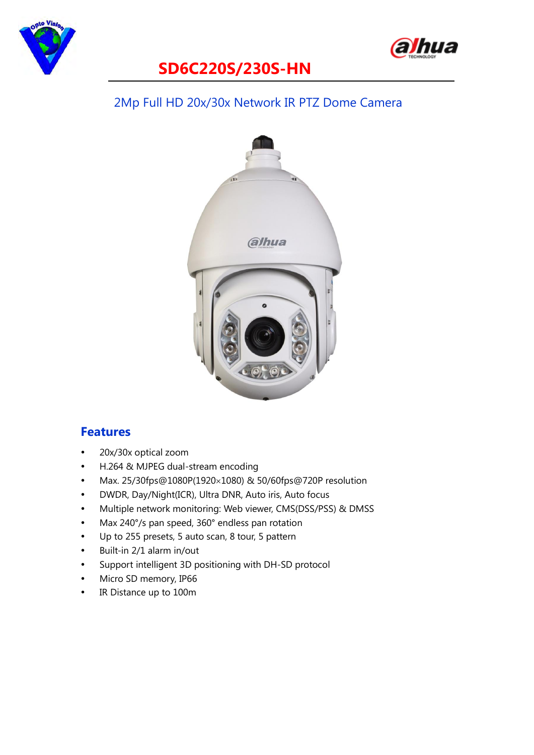# SD6C220S/230S-HN

## 2Mp Full HD 20x/30x Network IR PTZ Dome Camera

## Features

- 20x/30x optical zoom
- H.264 & MJPEG dual-stream encoding
- Max. 25/30fps@1080P(1920×1080) & 50/60fps@720P resolution
- DWDR, Day/Night(ICR), Ultra DNR, Auto iris, Auto focus
- Multiple network monitoring: Web viewer, CMS(DSS/PSS) & DMSS
- Max 240°/s pan speed, 360° endless pan rotation
- Up to 255 presets, 5 auto scan, 8 tour, 5 pattern
- Built-in 2/1 alarm in/out
- Support intelligent 3D positioning with DH-SD protocol
- Micro SD memory, IP66
- IR Distance up to 100m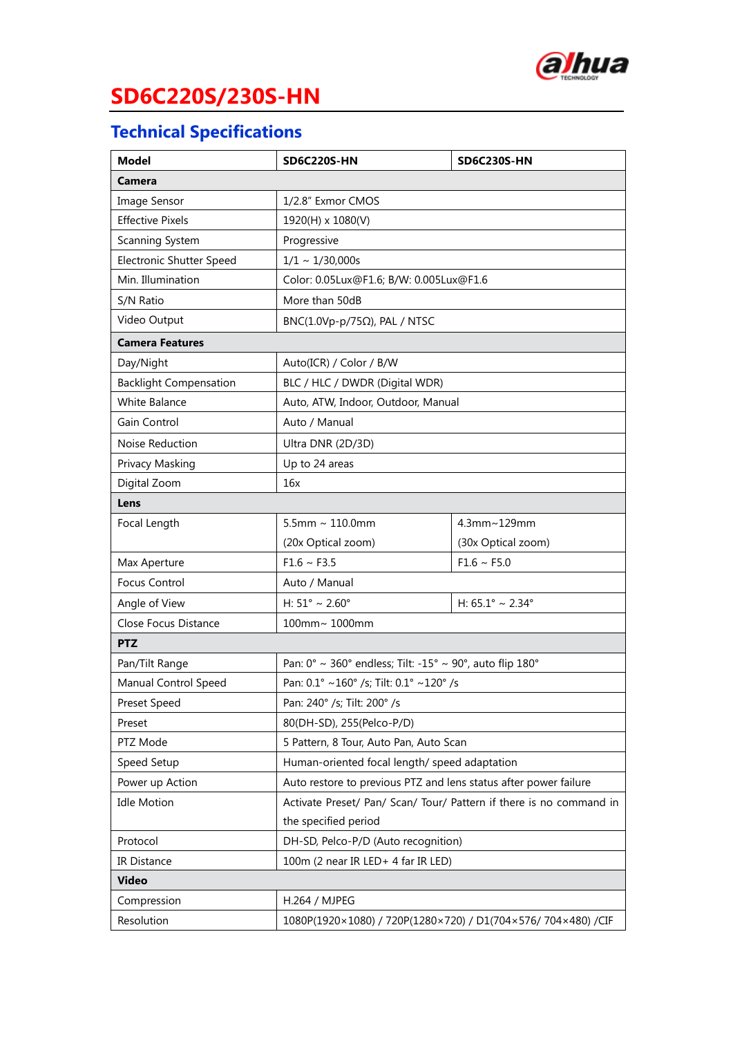# SD6C220S/230S-HN

## Technical Specifications

| Model | SD6C220S-HN | SD6C230S-HN |
|---|---|---|
| **Camera** | | |
| Image Sensor | 1/2.8" Exmor CMOS | |
| Effective Pixels | 1920(H) x 1080(V) | |
| Scanning System | Progressive | |
| Electronic Shutter Speed | 1/1 ~ 1/30,000s | |
| Min. Illumination | Color: 0.05Lux@F1.6; B/W: 0.005Lux@F1.6 | |
| S/N Ratio | More than 50dB | |
| Video Output | BNC(1.0Vp-p/75Ω), PAL / NTSC | |
| **Camera Features** | | |
| Day/Night | Auto(ICR) / Color / B/W | |
| Backlight Compensation | BLC / HLC / DWDR (Digital WDR) | |
| White Balance | Auto, ATW, Indoor, Outdoor, Manual | |
| Gain Control | Auto / Manual | |
| Noise Reduction | Ultra DNR (2D/3D) | |
| Privacy Masking | Up to 24 areas | |
| Digital Zoom | 16x | |
| **Lens** | | |
| Focal Length | 5.5mm ~ 110.0mm (20x Optical zoom) | 4.3mm~129mm (30x Optical zoom) |
| Max Aperture | F1.6 ~ F3.5 | F1.6 ~ F5.0 |
| Focus Control | Auto / Manual | |
| Angle of View | H: 51° ~ 2.60° | H: 65.1° ~ 2.34° |
| Close Focus Distance | 100mm~ 1000mm | |
| **PTZ** | | |
| Pan/Tilt Range | Pan: 0° ~ 360° endless; Tilt: -15° ~ 90°, auto flip 180° | |
| Manual Control Speed | Pan: 0.1° ~160° /s; Tilt: 0.1° ~120° /s | |
| Preset Speed | Pan: 240° /s; Tilt: 200° /s | |
| Preset | 80(DH-SD), 255(Pelco-P/D) | |
| PTZ Mode | 5 Pattern, 8 Tour, Auto Pan, Auto Scan | |
| Speed Setup | Human-oriented focal length/ speed adaptation | |
| Power up Action | Auto restore to previous PTZ and lens status after power failure | |
| Idle Motion | Activate Preset/ Pan/ Scan/ Tour/ Pattern if there is no command in the specified period | |
| Protocol | DH-SD, Pelco-P/D (Auto recognition) | |
| IR Distance | 100m (2 near IR LED+ 4 far IR LED) | |
| **Video** | | |
| Compression | H.264 / MJPEG | |
| Resolution | 1080P(1920×1080) / 720P(1280×720) / D1(704×576/ 704×480) /CIF | |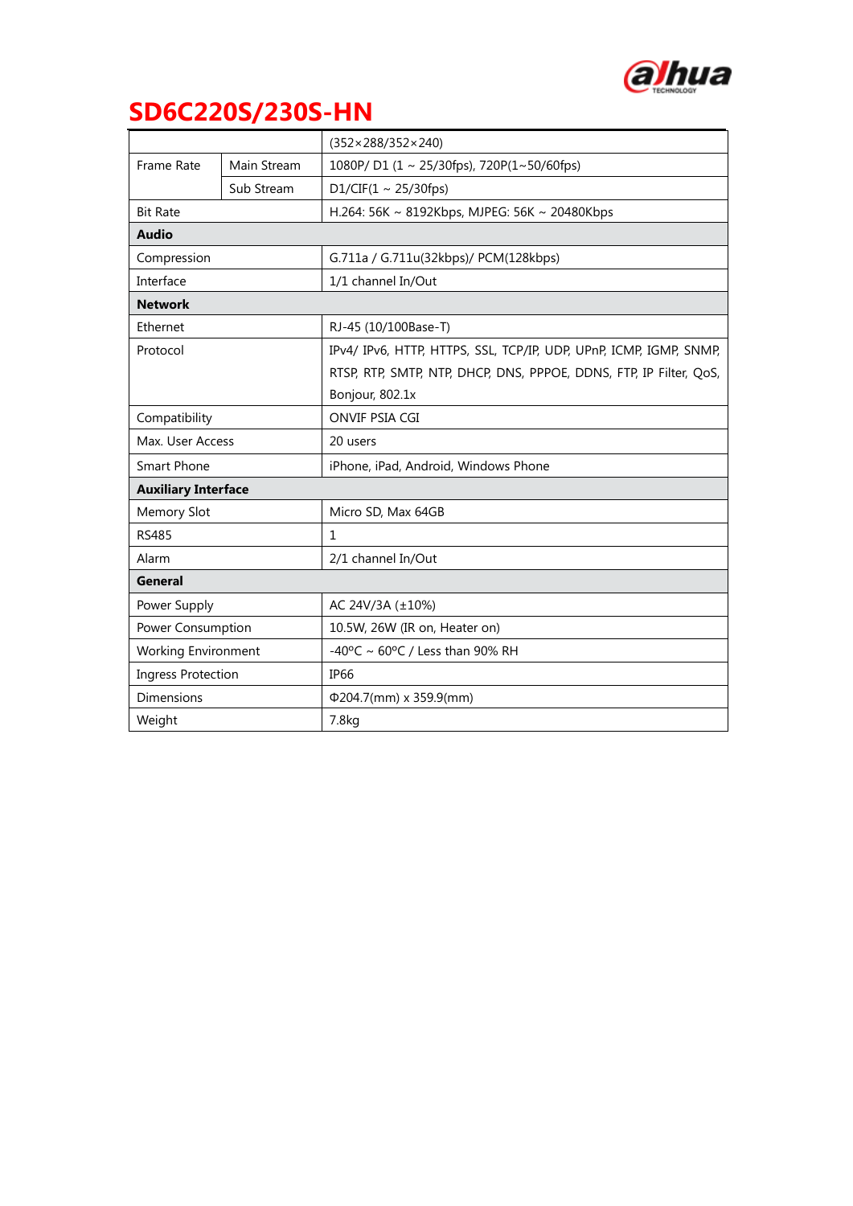## SD6C220S/230S-HN

| | | |
|---|---|---|
| | | (352×288/352×240) |
| Frame Rate | Main Stream | 1080P/ D1 (1 ~ 25/30fps), 720P(1~50/60fps) |
| | Sub Stream | D1/CIF(1 ~ 25/30fps) |
| Bit Rate | | H.264: 56K ~ 8192Kbps, MJPEG: 56K ~ 20480Kbps |
| **Audio** | | |
| Compression | | G.711a / G.711u(32kbps)/ PCM(128kbps) |
| Interface | | 1/1 channel In/Out |
| **Network** | | |
| Ethernet | | RJ-45 (10/100Base-T) |
| Protocol | | IPv4/ IPv6, HTTP, HTTPS, SSL, TCP/IP, UDP, UPnP, ICMP, IGMP, SNMP, RTSP, RTP, SMTP, NTP, DHCP, DNS, PPPOE, DDNS, FTP, IP Filter, QoS, Bonjour, 802.1x |
| Compatibility | | ONVIF PSIA CGI |
| Max. User Access | | 20 users |
| Smart Phone | | iPhone, iPad, Android, Windows Phone |
| **Auxiliary Interface** | | |
| Memory Slot | | Micro SD, Max 64GB |
| RS485 | | 1 |
| Alarm | | 2/1 channel In/Out |
| **General** | | |
| Power Supply | | AC 24V/3A (±10%) |
| Power Consumption | | 10.5W, 26W (IR on, Heater on) |
| Working Environment | | -40°C ~ 60°C / Less than 90% RH |
| Ingress Protection | | IP66 |
| Dimensions | | Φ204.7(mm) x 359.9(mm) |
| Weight | | 7.8kg |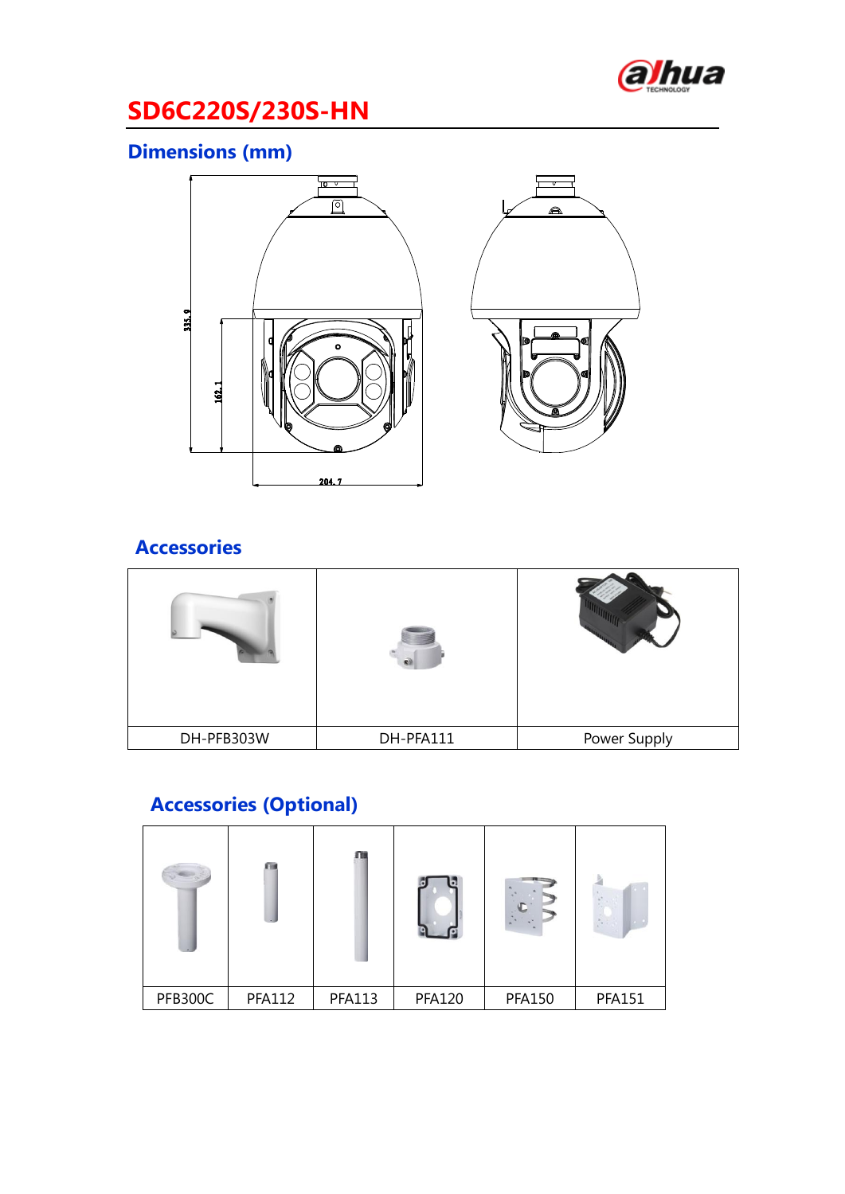# SD6C220S/230S-HN

## Dimensions (mm)

335.9

162.1

204.7

## Accessories

| | | |
|---|---|---|
| DH-PFB303W | DH-PFA111 | Power Supply |

## Accessories (Optional)

| | | | | | |
|---|---|---|---|---|---|
| PFB300C | PFA112 | PFA113 | PFA120 | PFA150 | PFA151 |